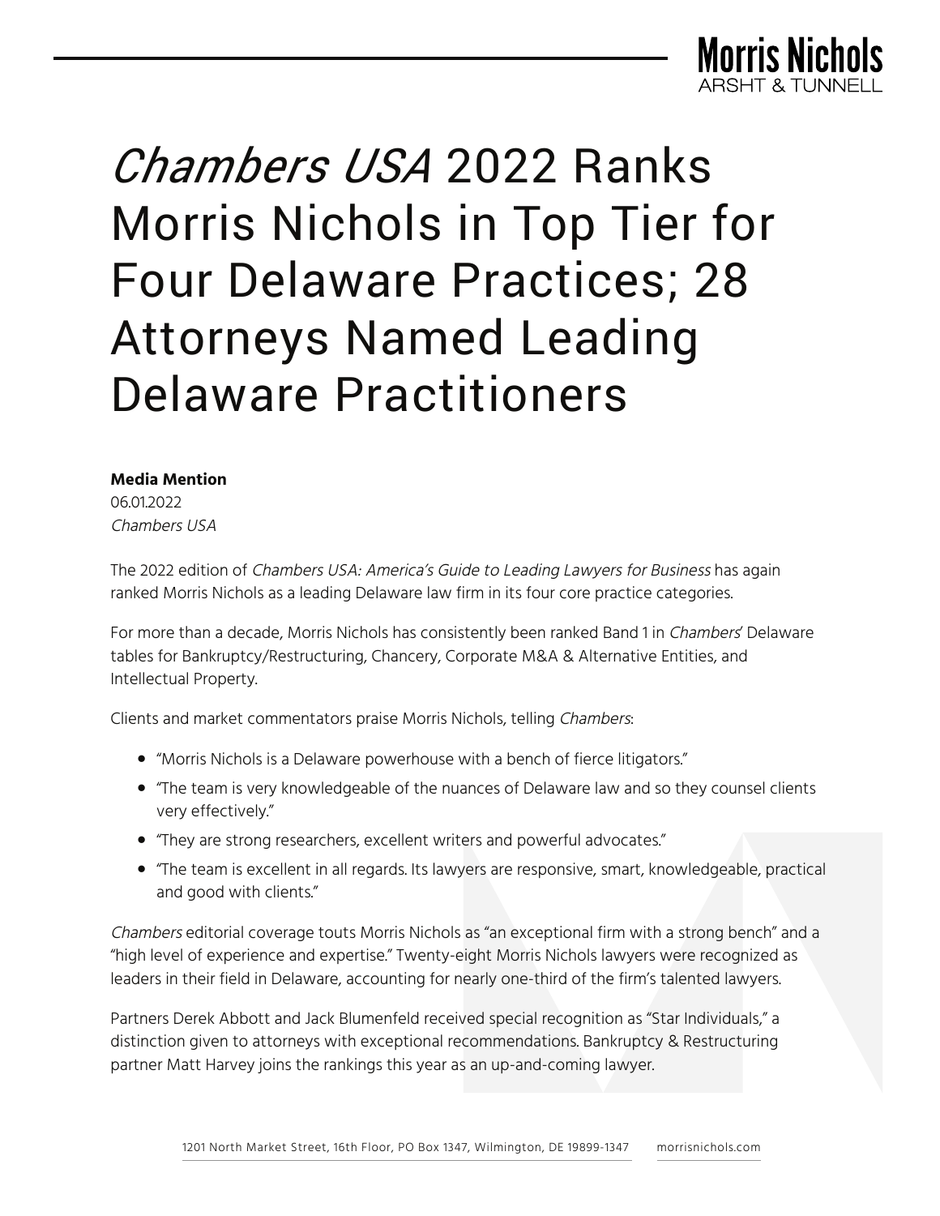# *Chambers USA* 2022 Ranks Morris Nichols in Top Tier for Four Delaware Practices; 28 Attorneys Named Leading Delaware Practitioners

**Media Mention**
06.01.2022
*Chambers USA*

The 2022 edition of *Chambers USA: America's Guide to Leading Lawyers for Business* has again ranked Morris Nichols as a leading Delaware law firm in its four core practice categories.

For more than a decade, Morris Nichols has consistently been ranked Band 1 in *Chambers*' Delaware tables for Bankruptcy/Restructuring, Chancery, Corporate M&A & Alternative Entities, and Intellectual Property.

Clients and market commentators praise Morris Nichols, telling *Chambers*:

- "Morris Nichols is a Delaware powerhouse with a bench of fierce litigators."
- "The team is very knowledgeable of the nuances of Delaware law and so they counsel clients very effectively."
- "They are strong researchers, excellent writers and powerful advocates."
- "The team is excellent in all regards. Its lawyers are responsive, smart, knowledgeable, practical and good with clients."

*Chambers* editorial coverage touts Morris Nichols as "an exceptional firm with a strong bench" and a "high level of experience and expertise." Twenty-eight Morris Nichols lawyers were recognized as leaders in their field in Delaware, accounting for nearly one-third of the firm's talented lawyers.

Partners Derek Abbott and Jack Blumenfeld received special recognition as "Star Individuals," a distinction given to attorneys with exceptional recommendations. Bankruptcy & Restructuring partner Matt Harvey joins the rankings this year as an up-and-coming lawyer.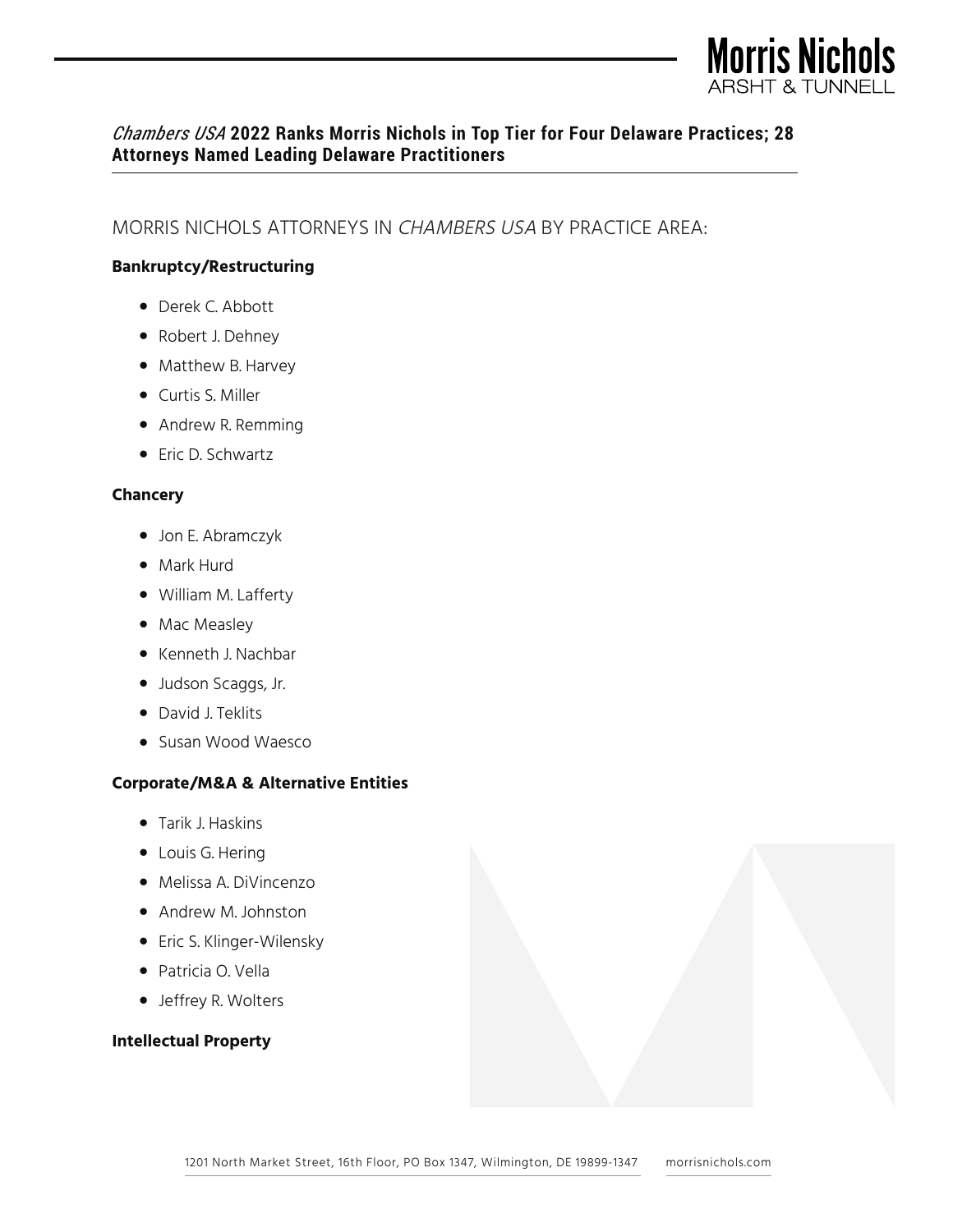## *Chambers USA* 2022 Ranks Morris Nichols in Top Tier for Four Delaware Practices; 28 Attorneys Named Leading Delaware Practitioners

MORRIS NICHOLS ATTORNEYS IN *CHAMBERS USA* BY PRACTICE AREA:

**Bankruptcy/Restructuring**

- Derek C. Abbott
- Robert J. Dehney
- Matthew B. Harvey
- Curtis S. Miller
- Andrew R. Remming
- Eric D. Schwartz

**Chancery**

- Jon E. Abramczyk
- Mark Hurd
- William M. Lafferty
- Mac Measley
- Kenneth J. Nachbar
- Judson Scaggs, Jr.
- David J. Teklits
- Susan Wood Waesco

**Corporate/M&A & Alternative Entities**

- Tarik J. Haskins
- Louis G. Hering
- Melissa A. DiVincenzo
- Andrew M. Johnston
- Eric S. Klinger-Wilensky
- Patricia O. Vella
- Jeffrey R. Wolters

**Intellectual Property**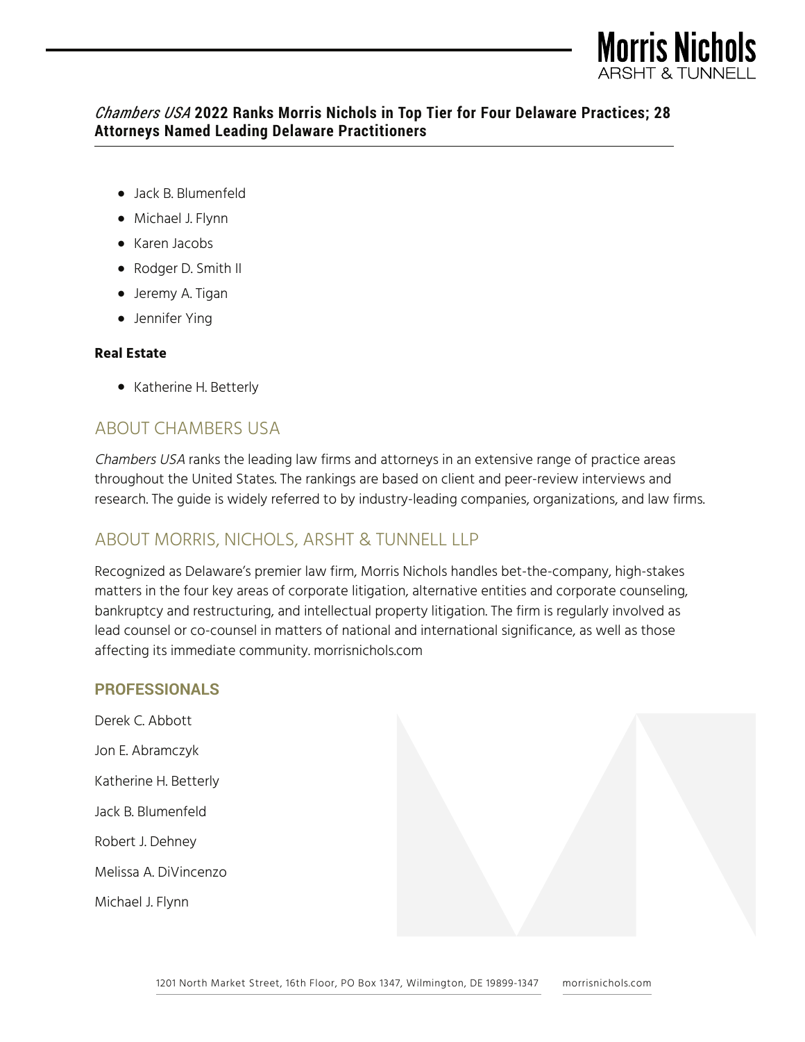- Jack B. Blumenfeld
- Michael J. Flynn
- Karen Jacobs
- Rodger D. Smith II
- Jeremy A. Tigan
- Jennifer Ying

**Real Estate**

- Katherine H. Betterly

## ABOUT CHAMBERS USA

*Chambers USA* ranks the leading law firms and attorneys in an extensive range of practice areas throughout the United States. The rankings are based on client and peer-review interviews and research. The guide is widely referred to by industry-leading companies, organizations, and law firms.

## ABOUT MORRIS, NICHOLS, ARSHT & TUNNELL LLP

Recognized as Delaware's premier law firm, Morris Nichols handles bet-the-company, high-stakes matters in the four key areas of corporate litigation, alternative entities and corporate counseling, bankruptcy and restructuring, and intellectual property litigation. The firm is regularly involved as lead counsel or co-counsel in matters of national and international significance, as well as those affecting its immediate community. morrisnichols.com

### PROFESSIONALS

Derek C. Abbott

Jon E. Abramczyk

Katherine H. Betterly

Jack B. Blumenfeld

Robert J. Dehney

Melissa A. DiVincenzo

Michael J. Flynn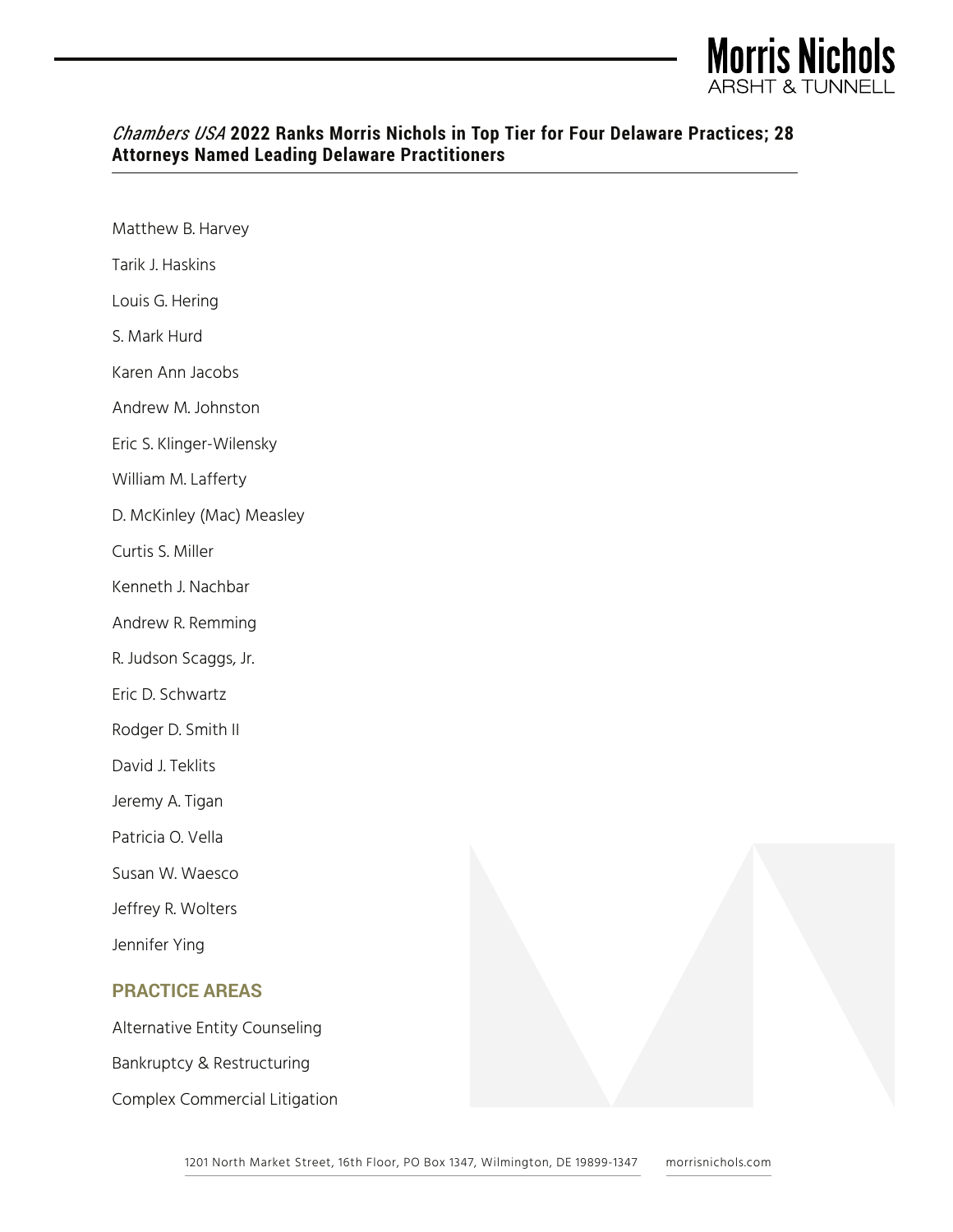*Chambers USA* **2022 Ranks Morris Nichols in Top Tier for Four Delaware Practices; 28 Attorneys Named Leading Delaware Practitioners**

Matthew B. Harvey

Tarik J. Haskins

Louis G. Hering

S. Mark Hurd

Karen Ann Jacobs

Andrew M. Johnston

Eric S. Klinger-Wilensky

William M. Lafferty

D. McKinley (Mac) Measley

Curtis S. Miller

Kenneth J. Nachbar

Andrew R. Remming

R. Judson Scaggs, Jr.

Eric D. Schwartz

Rodger D. Smith II

David J. Teklits

Jeremy A. Tigan

Patricia O. Vella

Susan W. Waesco

Jeffrey R. Wolters

Jennifer Ying

## PRACTICE AREAS

Alternative Entity Counseling

Bankruptcy & Restructuring

Complex Commercial Litigation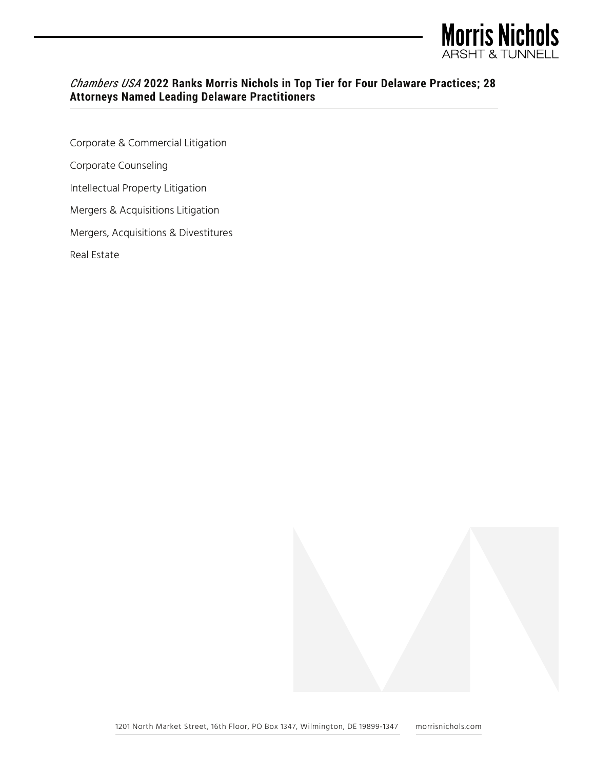*Chambers USA* **2022 Ranks Morris Nichols in Top Tier for Four Delaware Practices; 28 Attorneys Named Leading Delaware Practitioners**

Corporate & Commercial Litigation

Corporate Counseling

Intellectual Property Litigation

Mergers & Acquisitions Litigation

Mergers, Acquisitions & Divestitures

Real Estate